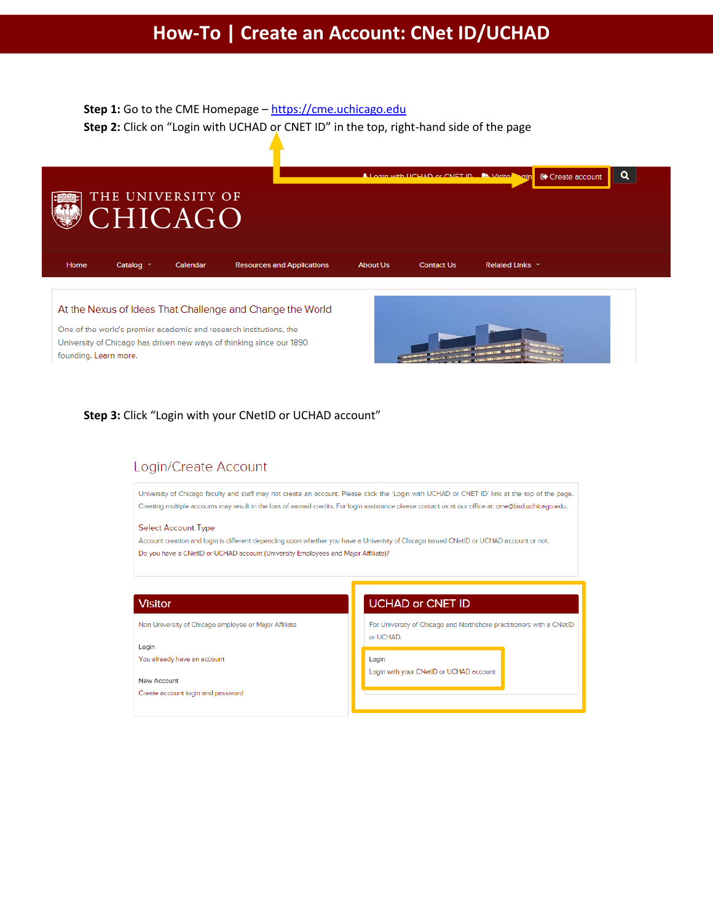# How-To | Create an Account: CNet ID/UCHAD

**Step 1:** Go to the CME Homepage – https://cme.uchicago.edu

**Step 2:** Click on "Login with UCHAD or CNET ID" in the top, right-hand side of the page

Login with UCHAD or CNET ID | Visitor login | Create account

THE UNIVERSITY OF CHICAGO

Home | Catalog | Calendar | Resources and Applications | About Us | Contact Us | Related Links

At the Nexus of Ideas That Challenge and Change the World

One of the world's premier academic and research institutions, the University of Chicago has driven new ways of thinking since our 1890 founding. Learn more.

**Step 3:** Click "Login with your CNetID or UCHAD account"

## Login/Create Account

University of Chicago faculty and staff may not create an account. Please click the 'Login with UCHAD or CNET ID' link at the top of the page. Creating multiple accounts may result in the loss of earned credits. For login assistance please contact us at our office at: cme@bsd.uchicago.edu.

Select Account Type

Account creation and login is different depending upon whether you have a Univeristy of Chicago issued CNetID or UCHAD account or not.

Do you have a CNetID or UCHAD account (University Employees and Major Affiliate)?

**Visitor**

Non University of Chicago employee or Major Affiliate

Login

You already have an account

New Account

Create account login and password

**UCHAD or CNET ID**

For University of Chicago and Northshore practitioners with a CNetID or UCHAD.

Login

Login with your CNetID or UCHAD account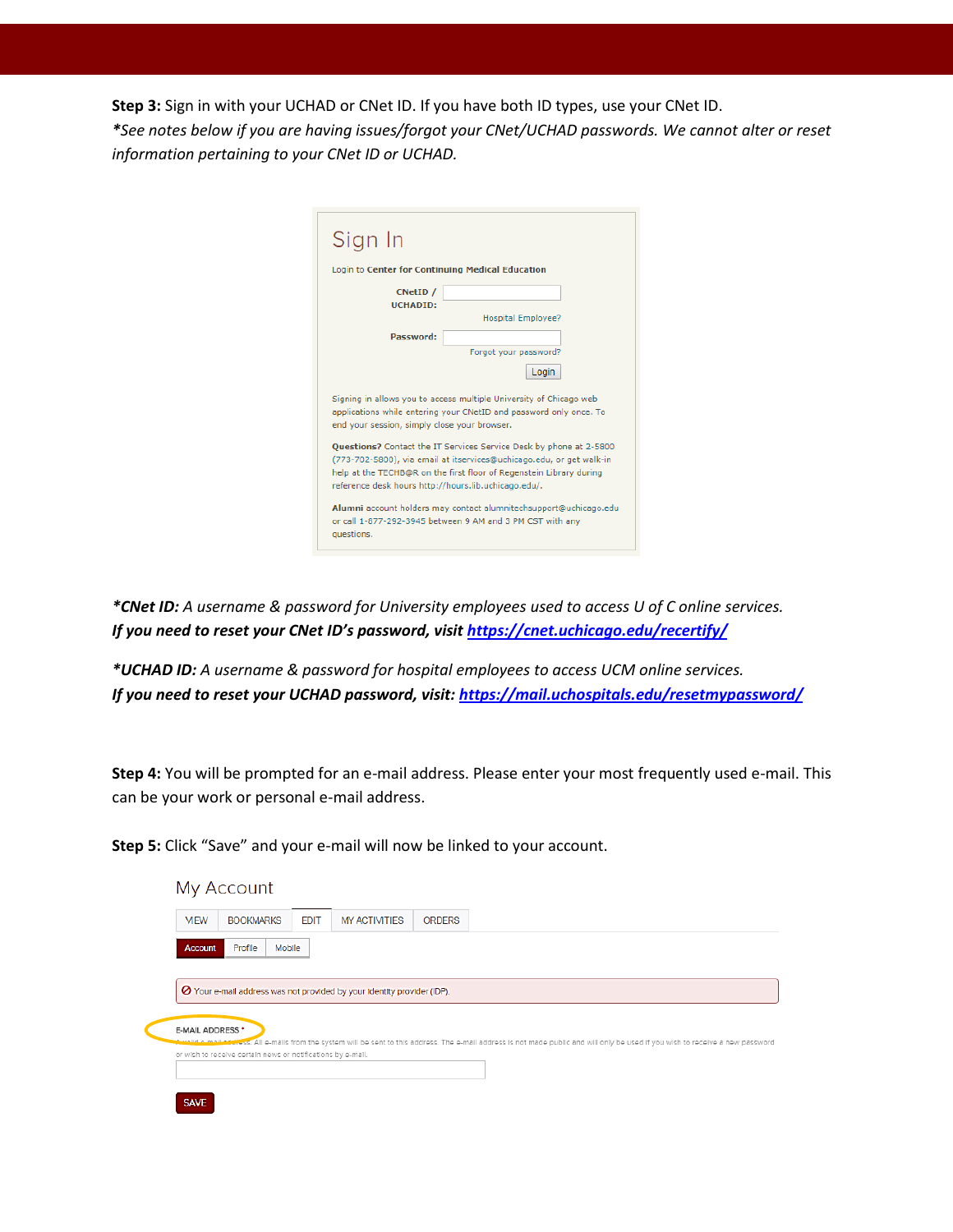**Step 3:** Sign in with your UCHAD or CNet ID. If you have both ID types, use your CNet ID.
*\*See notes below if you are having issues/forgot your CNet/UCHAD passwords. We cannot alter or reset information pertaining to your CNet ID or UCHAD.*

Sign In

Login to **Center for Continuing Medical Education**

**CNetID / UCHADID:**

Hospital Employee?

**Password:**

Forgot your password?

Login

Signing in allows you to access multiple University of Chicago web applications while entering your CNetID and password only once. To end your session, simply close your browser.

**Questions?** Contact the IT Services Service Desk by phone at 2-5800 (773-702-5800), via email at itservices@uchicago.edu, or get walk-in help at the TECHB@R on the first floor of Regenstein Library during reference desk hours http://hours.lib.uchicago.edu/.

**Alumni** account holders may contact alumnitechsupport@uchicago.edu or call 1-877-292-3945 between 9 AM and 3 PM CST with any questions.

***CNet ID:** *A username & password for University employees used to access U of C online services.*
***If you need to reset your CNet ID's password, visit https://cnet.uchicago.edu/recertify/***

***UCHAD ID:** *A username & password for hospital employees to access UCM online services.*
***If you need to reset your UCHAD password, visit: https://mail.uchospitals.edu/resetmypassword/***

**Step 4:** You will be prompted for an e-mail address. Please enter your most frequently used e-mail. This can be your work or personal e-mail address.

**Step 5:** Click "Save" and your e-mail will now be linked to your account.

My Account

VIEW | BOOKMARKS | EDIT | MY ACTIVITIES | ORDERS

Account | Profile | Mobile

Your e-mail address was not provided by your identity provider (IDP).

E-MAIL ADDRESS *

A valid e-mail address. All e-mails from the system will be sent to this address. The e-mail address is not made public and will only be used if you wish to receive a new password or wish to receive certain news or notifications by e-mail.

SAVE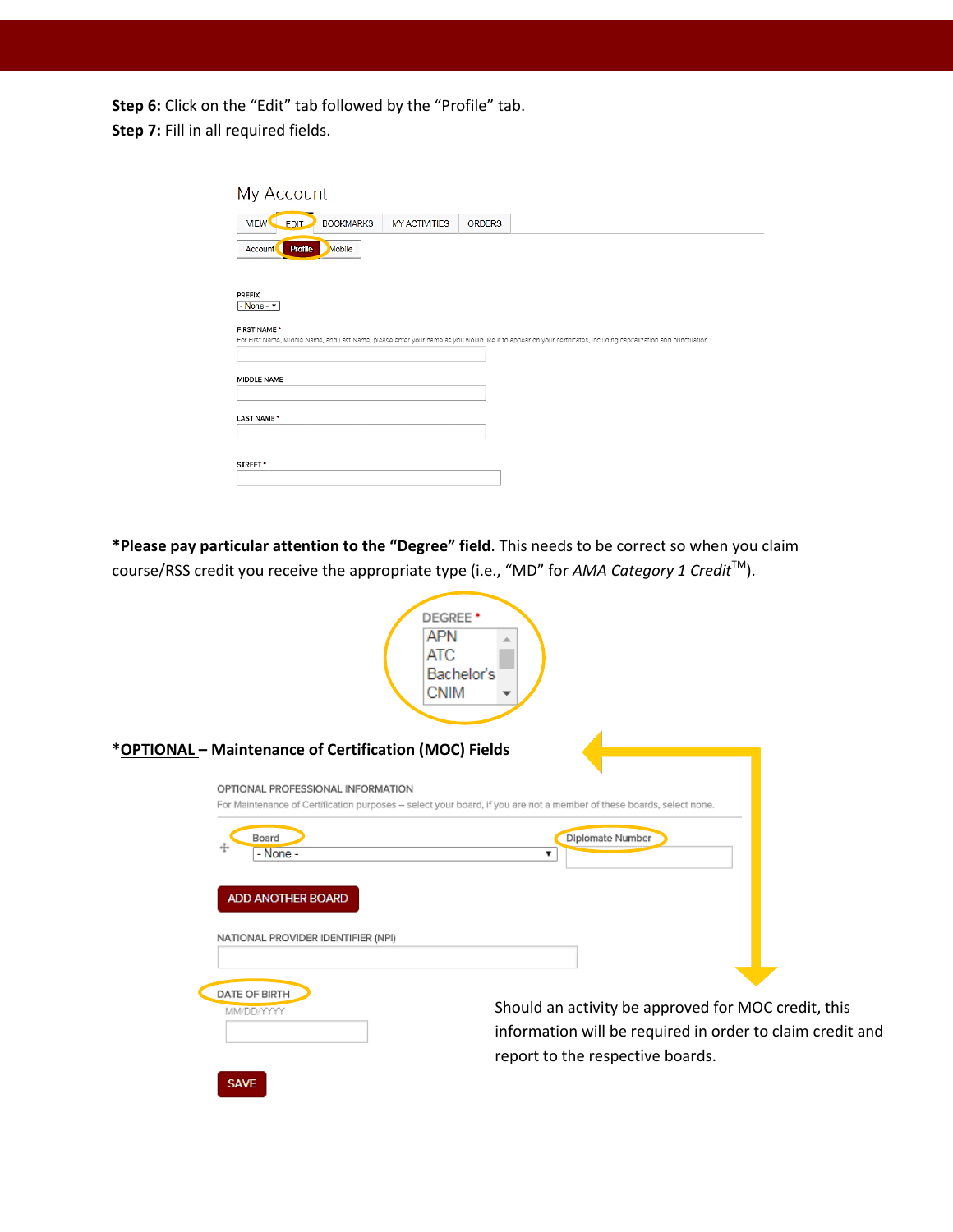**Step 6:** Click on the "Edit" tab followed by the "Profile" tab.
**Step 7:** Fill in all required fields.

My Account

VIEW | EDIT | BOOKMARKS | MY ACTIVITIES | ORDERS

Account | Profile | Mobile

PREFIX
- None -

FIRST NAME *
For First Name, Middle Name, and Last Name, please enter your name as you would like it to appear on your certificates, including capitalization and punctuation.

MIDDLE NAME

LAST NAME *

STREET *

***Please pay particular attention to the "Degree" field**. This needs to be correct so when you claim course/RSS credit you receive the appropriate type (i.e., "MD" for *AMA Category 1 Credit*™).

DEGREE *
APN
ATC
Bachelor's
CNIM

***OPTIONAL – Maintenance of Certification (MOC) Fields**

OPTIONAL PROFESSIONAL INFORMATION
For Maintenance of Certification purposes – select your board, if you are not a member of these boards, select none.

Board
- None -

Diplomate Number

ADD ANOTHER BOARD

NATIONAL PROVIDER IDENTIFIER (NPI)

DATE OF BIRTH
MM/DD/YYYY

SAVE

Should an activity be approved for MOC credit, this information will be required in order to claim credit and report to the respective boards.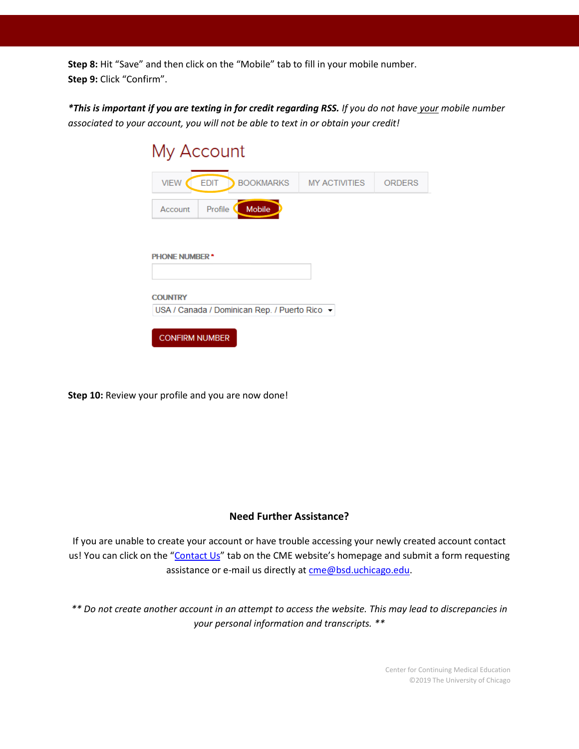**Step 8:** Hit "Save" and then click on the "Mobile" tab to fill in your mobile number.
**Step 9:** Click "Confirm".

***This is important if you are texting in for credit regarding RSS.** If you do not have your mobile number associated to your account, you will not be able to text in or obtain your credit!*

My Account

VIEW | EDIT | BOOKMARKS | MY ACTIVITIES | ORDERS

Account | Profile | Mobile

PHONE NUMBER *

COUNTRY

USA / Canada / Dominican Rep. / Puerto Rico

CONFIRM NUMBER

**Step 10:** Review your profile and you are now done!

**Need Further Assistance?**

If you are unable to create your account or have trouble accessing your newly created account contact us! You can click on the "Contact Us" tab on the CME website's homepage and submit a form requesting assistance or e-mail us directly at cme@bsd.uchicago.edu.

*** Do not create another account in an attempt to access the website. This may lead to discrepancies in your personal information and transcripts. ***

Center for Continuing Medical Education
©2019 The University of Chicago